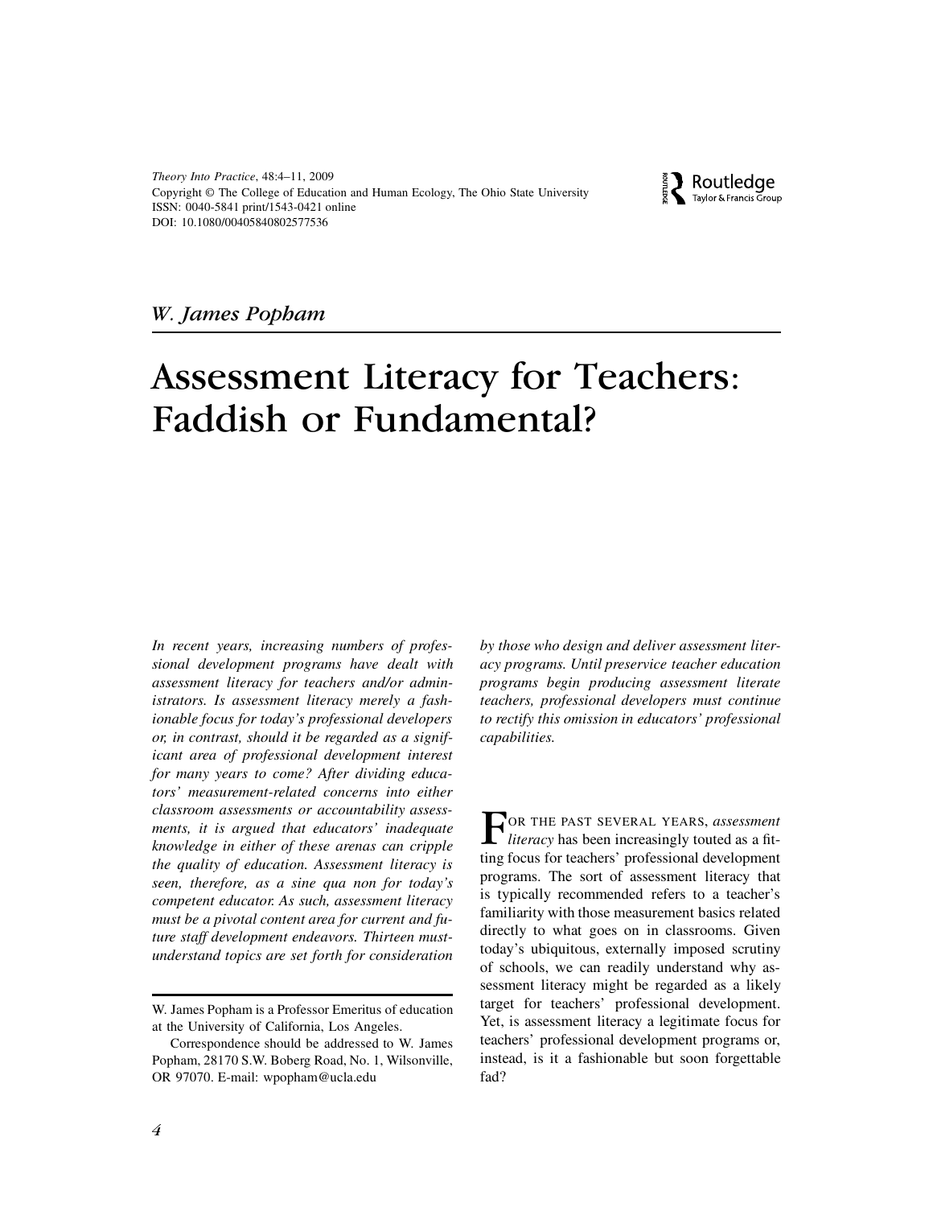W. James Popham

# Assessment Literacy for Teachers: Faddish or Fundamental?

*In recent years, increasing numbers of professional development programs have dealt with assessment literacy for teachers and/or administrators. Is assessment literacy merely a fashionable focus for today's professional developers or, in contrast, should it be regarded as a significant area of professional development interest for many years to come? After dividing educators' measurement-related concerns into either classroom assessments or accountability assessments, it is argued that educators' inadequate knowledge in either of these arenas can cripple the quality of education. Assessment literacy is seen, therefore, as a sine qua non for today's competent educator. As such, assessment literacy must be a pivotal content area for current and future staff development endeavors. Thirteen must-understand topics are set forth for consideration by those who design and deliver assessment literacy programs. Until preservice teacher education programs begin producing assessment literate teachers, professional developers must continue to rectify this omission in educators' professional capabilities.*

FOR THE PAST SEVERAL YEARS, *assessment literacy* has been increasingly touted as a fitting focus for teachers' professional development programs. The sort of assessment literacy that is typically recommended refers to a teacher's familiarity with those measurement basics related directly to what goes on in classrooms. Given today's ubiquitous, externally imposed scrutiny of schools, we can readily understand why assessment literacy might be regarded as a likely target for teachers' professional development. Yet, is assessment literacy a legitimate focus for teachers' professional development programs or, instead, is it a fashionable but soon forgettable fad?

---

W. James Popham is a Professor Emeritus of education at the University of California, Los Angeles.

Correspondence should be addressed to W. James Popham, 28170 S.W. Boberg Road, No. 1, Wilsonville, OR 97070. E-mail: wpopham@ucla.edu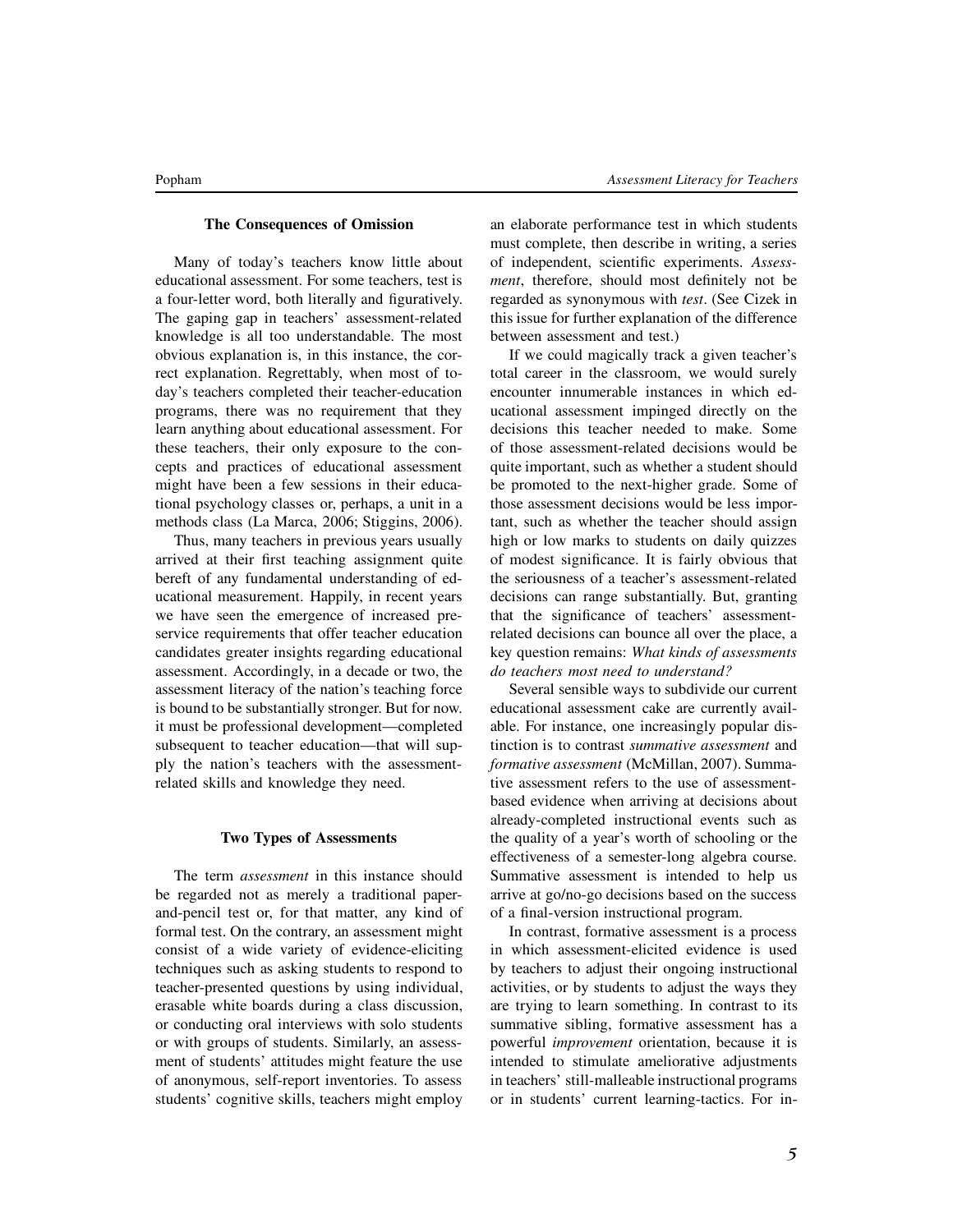## The Consequences of Omission

Many of today's teachers know little about educational assessment. For some teachers, test is a four-letter word, both literally and figuratively. The gaping gap in teachers' assessment-related knowledge is all too understandable. The most obvious explanation is, in this instance, the correct explanation. Regrettably, when most of today's teachers completed their teacher-education programs, there was no requirement that they learn anything about educational assessment. For these teachers, their only exposure to the concepts and practices of educational assessment might have been a few sessions in their educational psychology classes or, perhaps, a unit in a methods class (La Marca, 2006; Stiggins, 2006).

Thus, many teachers in previous years usually arrived at their first teaching assignment quite bereft of any fundamental understanding of educational measurement. Happily, in recent years we have seen the emergence of increased preservice requirements that offer teacher education candidates greater insights regarding educational assessment. Accordingly, in a decade or two, the assessment literacy of the nation's teaching force is bound to be substantially stronger. But for now. it must be professional development—completed subsequent to teacher education—that will supply the nation's teachers with the assessment-related skills and knowledge they need.

## Two Types of Assessments

The term *assessment* in this instance should be regarded not as merely a traditional paper-and-pencil test or, for that matter, any kind of formal test. On the contrary, an assessment might consist of a wide variety of evidence-eliciting techniques such as asking students to respond to teacher-presented questions by using individual, erasable white boards during a class discussion, or conducting oral interviews with solo students or with groups of students. Similarly, an assessment of students' attitudes might feature the use of anonymous, self-report inventories. To assess students' cognitive skills, teachers might employ an elaborate performance test in which students must complete, then describe in writing, a series of independent, scientific experiments. *Assessment*, therefore, should most definitely not be regarded as synonymous with *test*. (See Cizek in this issue for further explanation of the difference between assessment and test.)

If we could magically track a given teacher's total career in the classroom, we would surely encounter innumerable instances in which educational assessment impinged directly on the decisions this teacher needed to make. Some of those assessment-related decisions would be quite important, such as whether a student should be promoted to the next-higher grade. Some of those assessment decisions would be less important, such as whether the teacher should assign high or low marks to students on daily quizzes of modest significance. It is fairly obvious that the seriousness of a teacher's assessment-related decisions can range substantially. But, granting that the significance of teachers' assessment-related decisions can bounce all over the place, a key question remains: *What kinds of assessments do teachers most need to understand?*

Several sensible ways to subdivide our current educational assessment cake are currently available. For instance, one increasingly popular distinction is to contrast *summative assessment* and *formative assessment* (McMillan, 2007). Summative assessment refers to the use of assessment-based evidence when arriving at decisions about already-completed instructional events such as the quality of a year's worth of schooling or the effectiveness of a semester-long algebra course. Summative assessment is intended to help us arrive at go/no-go decisions based on the success of a final-version instructional program.

In contrast, formative assessment is a process in which assessment-elicited evidence is used by teachers to adjust their ongoing instructional activities, or by students to adjust the ways they are trying to learn something. In contrast to its summative sibling, formative assessment has a powerful *improvement* orientation, because it is intended to stimulate ameliorative adjustments in teachers' still-malleable instructional programs or in students' current learning-tactics. For in-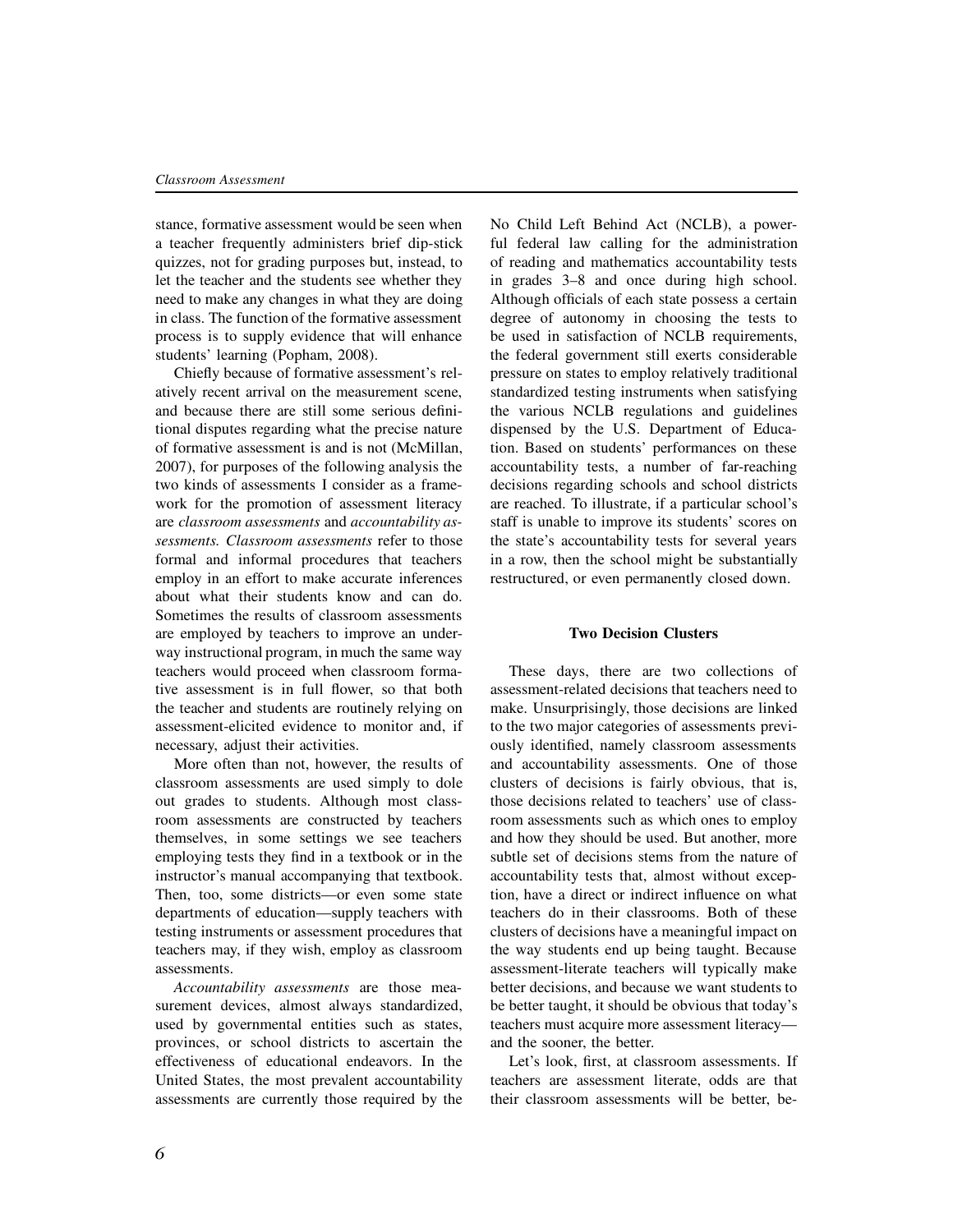stance, formative assessment would be seen when a teacher frequently administers brief dip-stick quizzes, not for grading purposes but, instead, to let the teacher and the students see whether they need to make any changes in what they are doing in class. The function of the formative assessment process is to supply evidence that will enhance students' learning (Popham, 2008).

Chiefly because of formative assessment's relatively recent arrival on the measurement scene, and because there are still some serious definitional disputes regarding what the precise nature of formative assessment is and is not (McMillan, 2007), for purposes of the following analysis the two kinds of assessments I consider as a framework for the promotion of assessment literacy are *classroom assessments* and *accountability assessments. Classroom assessments* refer to those formal and informal procedures that teachers employ in an effort to make accurate inferences about what their students know and can do. Sometimes the results of classroom assessments are employed by teachers to improve an underway instructional program, in much the same way teachers would proceed when classroom formative assessment is in full flower, so that both the teacher and students are routinely relying on assessment-elicited evidence to monitor and, if necessary, adjust their activities.

More often than not, however, the results of classroom assessments are used simply to dole out grades to students. Although most classroom assessments are constructed by teachers themselves, in some settings we see teachers employing tests they find in a textbook or in the instructor's manual accompanying that textbook. Then, too, some districts—or even some state departments of education—supply teachers with testing instruments or assessment procedures that teachers may, if they wish, employ as classroom assessments.

*Accountability assessments* are those measurement devices, almost always standardized, used by governmental entities such as states, provinces, or school districts to ascertain the effectiveness of educational endeavors. In the United States, the most prevalent accountability assessments are currently those required by the No Child Left Behind Act (NCLB), a powerful federal law calling for the administration of reading and mathematics accountability tests in grades 3–8 and once during high school. Although officials of each state possess a certain degree of autonomy in choosing the tests to be used in satisfaction of NCLB requirements, the federal government still exerts considerable pressure on states to employ relatively traditional standardized testing instruments when satisfying the various NCLB regulations and guidelines dispensed by the U.S. Department of Education. Based on students' performances on these accountability tests, a number of far-reaching decisions regarding schools and school districts are reached. To illustrate, if a particular school's staff is unable to improve its students' scores on the state's accountability tests for several years in a row, then the school might be substantially restructured, or even permanently closed down.

## Two Decision Clusters

These days, there are two collections of assessment-related decisions that teachers need to make. Unsurprisingly, those decisions are linked to the two major categories of assessments previously identified, namely classroom assessments and accountability assessments. One of those clusters of decisions is fairly obvious, that is, those decisions related to teachers' use of classroom assessments such as which ones to employ and how they should be used. But another, more subtle set of decisions stems from the nature of accountability tests that, almost without exception, have a direct or indirect influence on what teachers do in their classrooms. Both of these clusters of decisions have a meaningful impact on the way students end up being taught. Because assessment-literate teachers will typically make better decisions, and because we want students to be better taught, it should be obvious that today's teachers must acquire more assessment literacy—and the sooner, the better.

Let's look, first, at classroom assessments. If teachers are assessment literate, odds are that their classroom assessments will be better, be-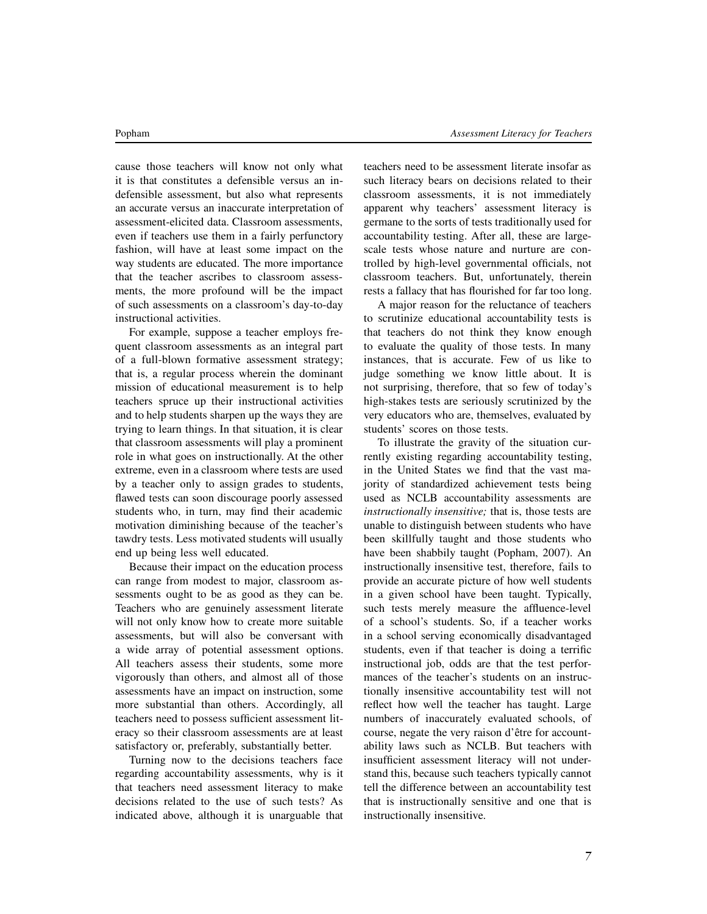cause those teachers will know not only what it is that constitutes a defensible versus an indefensible assessment, but also what represents an accurate versus an inaccurate interpretation of assessment-elicited data. Classroom assessments, even if teachers use them in a fairly perfunctory fashion, will have at least some impact on the way students are educated. The more importance that the teacher ascribes to classroom assessments, the more profound will be the impact of such assessments on a classroom's day-to-day instructional activities.

For example, suppose a teacher employs frequent classroom assessments as an integral part of a full-blown formative assessment strategy; that is, a regular process wherein the dominant mission of educational measurement is to help teachers spruce up their instructional activities and to help students sharpen up the ways they are trying to learn things. In that situation, it is clear that classroom assessments will play a prominent role in what goes on instructionally. At the other extreme, even in a classroom where tests are used by a teacher only to assign grades to students, flawed tests can soon discourage poorly assessed students who, in turn, may find their academic motivation diminishing because of the teacher's tawdry tests. Less motivated students will usually end up being less well educated.

Because their impact on the education process can range from modest to major, classroom assessments ought to be as good as they can be. Teachers who are genuinely assessment literate will not only know how to create more suitable assessments, but will also be conversant with a wide array of potential assessment options. All teachers assess their students, some more vigorously than others, and almost all of those assessments have an impact on instruction, some more substantial than others. Accordingly, all teachers need to possess sufficient assessment literacy so their classroom assessments are at least satisfactory or, preferably, substantially better.

Turning now to the decisions teachers face regarding accountability assessments, why is it that teachers need assessment literacy to make decisions related to the use of such tests? As indicated above, although it is unarguable that teachers need to be assessment literate insofar as such literacy bears on decisions related to their classroom assessments, it is not immediately apparent why teachers' assessment literacy is germane to the sorts of tests traditionally used for accountability testing. After all, these are large-scale tests whose nature and nurture are controlled by high-level governmental officials, not classroom teachers. But, unfortunately, therein rests a fallacy that has flourished for far too long.

A major reason for the reluctance of teachers to scrutinize educational accountability tests is that teachers do not think they know enough to evaluate the quality of those tests. In many instances, that is accurate. Few of us like to judge something we know little about. It is not surprising, therefore, that so few of today's high-stakes tests are seriously scrutinized by the very educators who are, themselves, evaluated by students' scores on those tests.

To illustrate the gravity of the situation currently existing regarding accountability testing, in the United States we find that the vast majority of standardized achievement tests being used as NCLB accountability assessments are *instructionally insensitive;* that is, those tests are unable to distinguish between students who have been skillfully taught and those students who have been shabbily taught (Popham, 2007). An instructionally insensitive test, therefore, fails to provide an accurate picture of how well students in a given school have been taught. Typically, such tests merely measure the affluence-level of a school's students. So, if a teacher works in a school serving economically disadvantaged students, even if that teacher is doing a terrific instructional job, odds are that the test performances of the teacher's students on an instructionally insensitive accountability test will not reflect how well the teacher has taught. Large numbers of inaccurately evaluated schools, of course, negate the very raison d'être for accountability laws such as NCLB. But teachers with insufficient assessment literacy will not understand this, because such teachers typically cannot tell the difference between an accountability test that is instructionally sensitive and one that is instructionally insensitive.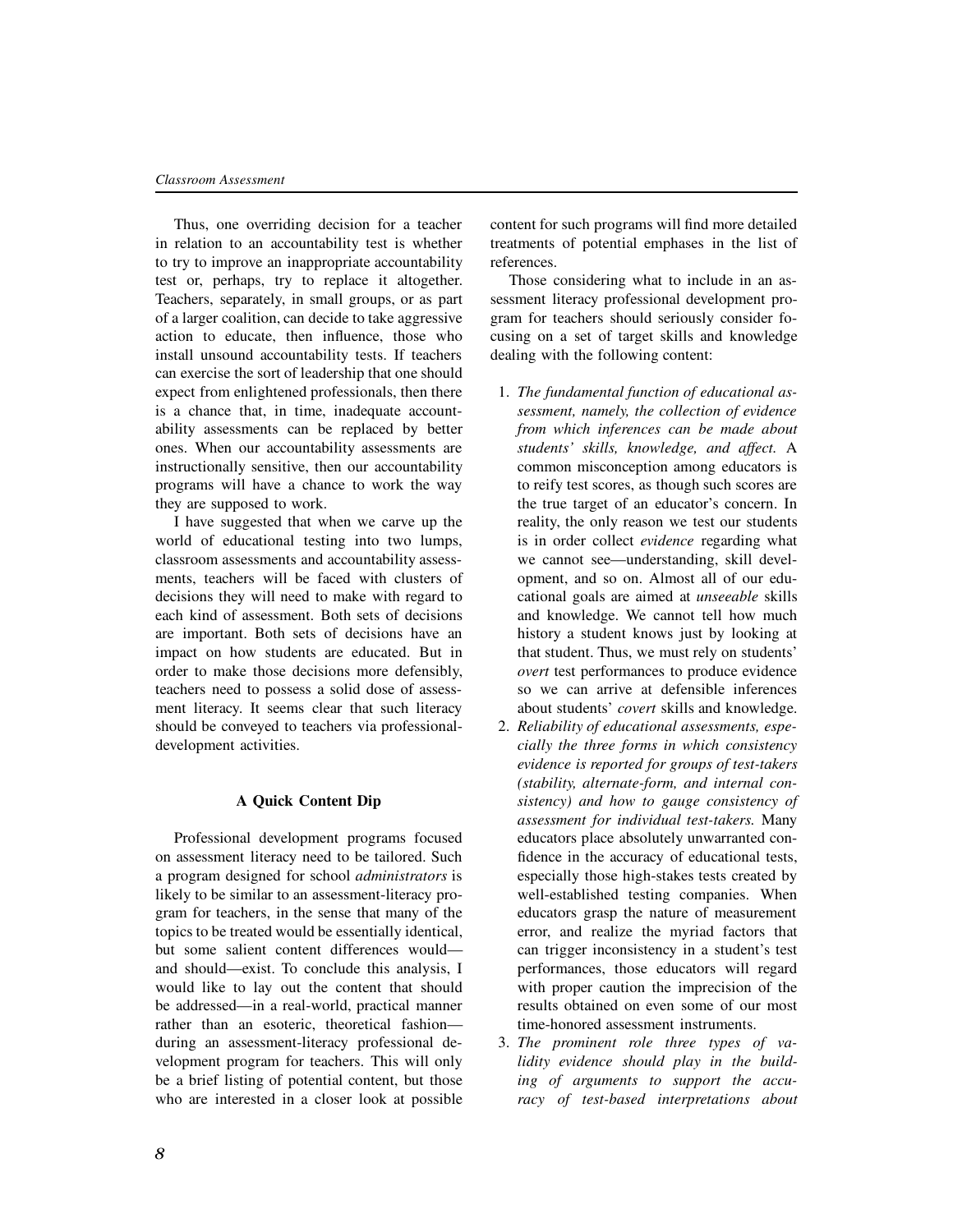Thus, one overriding decision for a teacher in relation to an accountability test is whether to try to improve an inappropriate accountability test or, perhaps, try to replace it altogether. Teachers, separately, in small groups, or as part of a larger coalition, can decide to take aggressive action to educate, then influence, those who install unsound accountability tests. If teachers can exercise the sort of leadership that one should expect from enlightened professionals, then there is a chance that, in time, inadequate accountability assessments can be replaced by better ones. When our accountability assessments are instructionally sensitive, then our accountability programs will have a chance to work the way they are supposed to work.

I have suggested that when we carve up the world of educational testing into two lumps, classroom assessments and accountability assessments, teachers will be faced with clusters of decisions they will need to make with regard to each kind of assessment. Both sets of decisions are important. Both sets of decisions have an impact on how students are educated. But in order to make those decisions more defensibly, teachers need to possess a solid dose of assessment literacy. It seems clear that such literacy should be conveyed to teachers via professional-development activities.

## A Quick Content Dip

Professional development programs focused on assessment literacy need to be tailored. Such a program designed for school *administrators* is likely to be similar to an assessment-literacy program for teachers, in the sense that many of the topics to be treated would be essentially identical, but some salient content differences would—and should—exist. To conclude this analysis, I would like to lay out the content that should be addressed—in a real-world, practical manner rather than an esoteric, theoretical fashion—during an assessment-literacy professional development program for teachers. This will only be a brief listing of potential content, but those who are interested in a closer look at possible content for such programs will find more detailed treatments of potential emphases in the list of references.

Those considering what to include in an assessment literacy professional development program for teachers should seriously consider focusing on a set of target skills and knowledge dealing with the following content:

1. *The fundamental function of educational assessment, namely, the collection of evidence from which inferences can be made about students' skills, knowledge, and affect.* A common misconception among educators is to reify test scores, as though such scores are the true target of an educator's concern. In reality, the only reason we test our students is in order collect *evidence* regarding what we cannot see—understanding, skill development, and so on. Almost all of our educational goals are aimed at *unseeable* skills and knowledge. We cannot tell how much history a student knows just by looking at that student. Thus, we must rely on students' *overt* test performances to produce evidence so we can arrive at defensible inferences about students' *covert* skills and knowledge.
2. *Reliability of educational assessments, especially the three forms in which consistency evidence is reported for groups of test-takers (stability, alternate-form, and internal consistency) and how to gauge consistency of assessment for individual test-takers.* Many educators place absolutely unwarranted confidence in the accuracy of educational tests, especially those high-stakes tests created by well-established testing companies. When educators grasp the nature of measurement error, and realize the myriad factors that can trigger inconsistency in a student's test performances, those educators will regard with proper caution the imprecision of the results obtained on even some of our most time-honored assessment instruments.
3. *The prominent role three types of validity evidence should play in the building of arguments to support the accuracy of test-based interpretations about*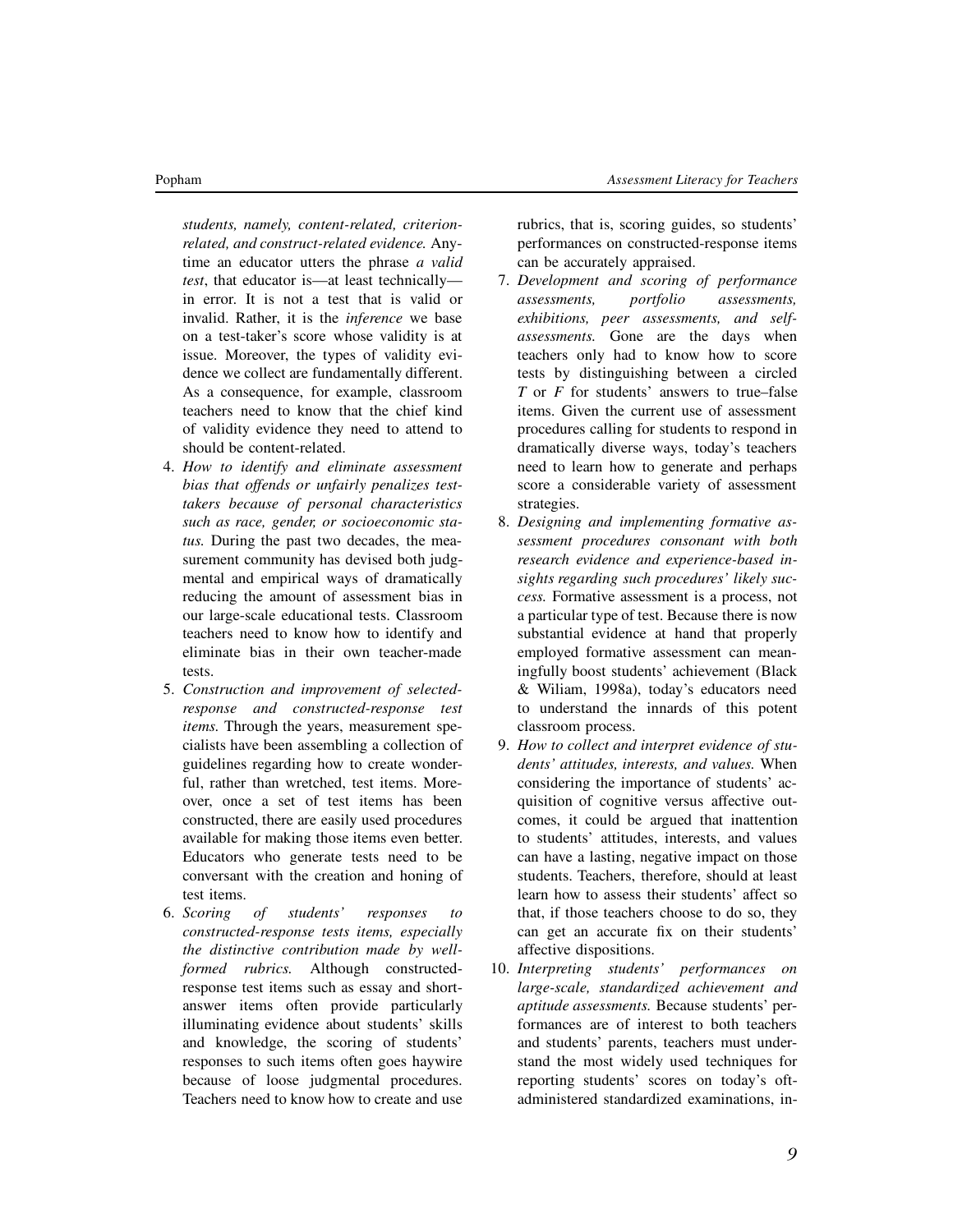students, namely, content-related, criterion-related, and construct-related evidence.* Anytime an educator utters the phrase *a valid test*, that educator is—at least technically—in error. It is not a test that is valid or invalid. Rather, it is the *inference* we base on a test-taker's score whose validity is at issue. Moreover, the types of validity evidence we collect are fundamentally different. As a consequence, for example, classroom teachers need to know that the chief kind of validity evidence they need to attend to should be content-related.

4. *How to identify and eliminate assessment bias that offends or unfairly penalizes test-takers because of personal characteristics such as race, gender, or socioeconomic status.* During the past two decades, the measurement community has devised both judgmental and empirical ways of dramatically reducing the amount of assessment bias in our large-scale educational tests. Classroom teachers need to know how to identify and eliminate bias in their own teacher-made tests.
5. *Construction and improvement of selected-response and constructed-response test items.* Through the years, measurement specialists have been assembling a collection of guidelines regarding how to create wonderful, rather than wretched, test items. Moreover, once a set of test items has been constructed, there are easily used procedures available for making those items even better. Educators who generate tests need to be conversant with the creation and honing of test items.
6. *Scoring of students' responses to constructed-response tests items, especially the distinctive contribution made by well-formed rubrics.* Although constructed-response test items such as essay and short-answer items often provide particularly illuminating evidence about students' skills and knowledge, the scoring of students' responses to such items often goes haywire because of loose judgmental procedures. Teachers need to know how to create and use rubrics, that is, scoring guides, so students' performances on constructed-response items can be accurately appraised.
7. *Development and scoring of performance assessments, portfolio assessments, exhibitions, peer assessments, and self-assessments.* Gone are the days when teachers only had to know how to score tests by distinguishing between a circled *T* or *F* for students' answers to true–false items. Given the current use of assessment procedures calling for students to respond in dramatically diverse ways, today's teachers need to learn how to generate and perhaps score a considerable variety of assessment strategies.
8. *Designing and implementing formative assessment procedures consonant with both research evidence and experience-based insights regarding such procedures' likely success.* Formative assessment is a process, not a particular type of test. Because there is now substantial evidence at hand that properly employed formative assessment can meaningfully boost students' achievement (Black & Wiliam, 1998a), today's educators need to understand the innards of this potent classroom process.
9. *How to collect and interpret evidence of students' attitudes, interests, and values.* When considering the importance of students' acquisition of cognitive versus affective outcomes, it could be argued that inattention to students' attitudes, interests, and values can have a lasting, negative impact on those students. Teachers, therefore, should at least learn how to assess their students' affect so that, if those teachers choose to do so, they can get an accurate fix on their students' affective dispositions.
10. *Interpreting students' performances on large-scale, standardized achievement and aptitude assessments.* Because students' performances are of interest to both teachers and students' parents, teachers must understand the most widely used techniques for reporting students' scores on today's oft-administered standardized examinations, in-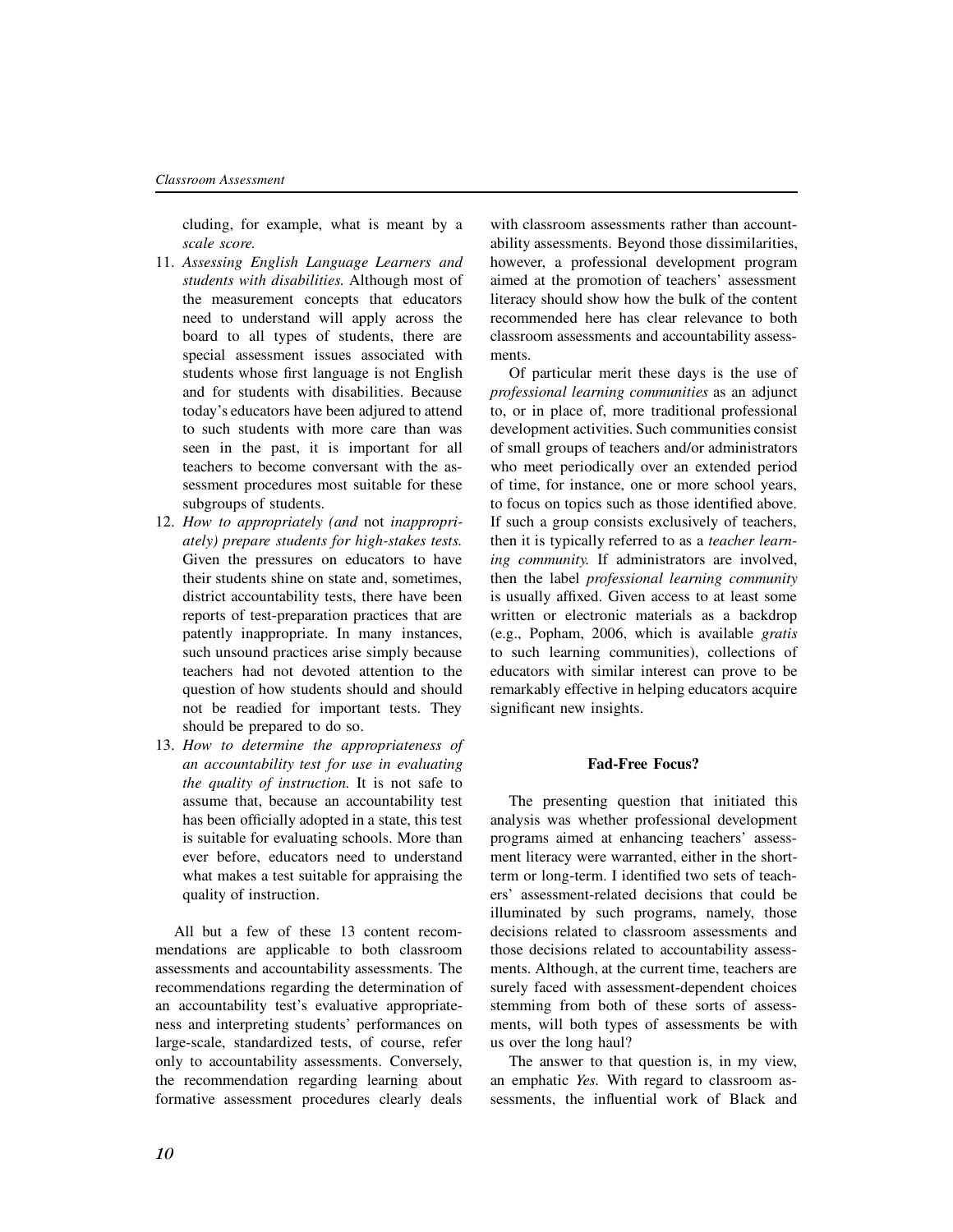cluding, for example, what is meant by a *scale score.*

11. *Assessing English Language Learners and students with disabilities.* Although most of the measurement concepts that educators need to understand will apply across the board to all types of students, there are special assessment issues associated with students whose first language is not English and for students with disabilities. Because today's educators have been adjured to attend to such students with more care than was seen in the past, it is important for all teachers to become conversant with the assessment procedures most suitable for these subgroups of students.
12. *How to appropriately (and* not *inappropriately) prepare students for high-stakes tests.* Given the pressures on educators to have their students shine on state and, sometimes, district accountability tests, there have been reports of test-preparation practices that are patently inappropriate. In many instances, such unsound practices arise simply because teachers had not devoted attention to the question of how students should and should not be readied for important tests. They should be prepared to do so.
13. *How to determine the appropriateness of an accountability test for use in evaluating the quality of instruction.* It is not safe to assume that, because an accountability test has been officially adopted in a state, this test is suitable for evaluating schools. More than ever before, educators need to understand what makes a test suitable for appraising the quality of instruction.

All but a few of these 13 content recommendations are applicable to both classroom assessments and accountability assessments. The recommendations regarding the determination of an accountability test's evaluative appropriateness and interpreting students' performances on large-scale, standardized tests, of course, refer only to accountability assessments. Conversely, the recommendation regarding learning about formative assessment procedures clearly deals with classroom assessments rather than accountability assessments. Beyond those dissimilarities, however, a professional development program aimed at the promotion of teachers' assessment literacy should show how the bulk of the content recommended here has clear relevance to both classroom assessments and accountability assessments.

Of particular merit these days is the use of *professional learning communities* as an adjunct to, or in place of, more traditional professional development activities. Such communities consist of small groups of teachers and/or administrators who meet periodically over an extended period of time, for instance, one or more school years, to focus on topics such as those identified above. If such a group consists exclusively of teachers, then it is typically referred to as a *teacher learning community.* If administrators are involved, then the label *professional learning community* is usually affixed. Given access to at least some written or electronic materials as a backdrop (e.g., Popham, 2006, which is available *gratis* to such learning communities), collections of educators with similar interest can prove to be remarkably effective in helping educators acquire significant new insights.

## Fad-Free Focus?

The presenting question that initiated this analysis was whether professional development programs aimed at enhancing teachers' assessment literacy were warranted, either in the short-term or long-term. I identified two sets of teachers' assessment-related decisions that could be illuminated by such programs, namely, those decisions related to classroom assessments and those decisions related to accountability assessments. Although, at the current time, teachers are surely faced with assessment-dependent choices stemming from both of these sorts of assessments, will both types of assessments be with us over the long haul?

The answer to that question is, in my view, an emphatic *Yes.* With regard to classroom assessments, the influential work of Black and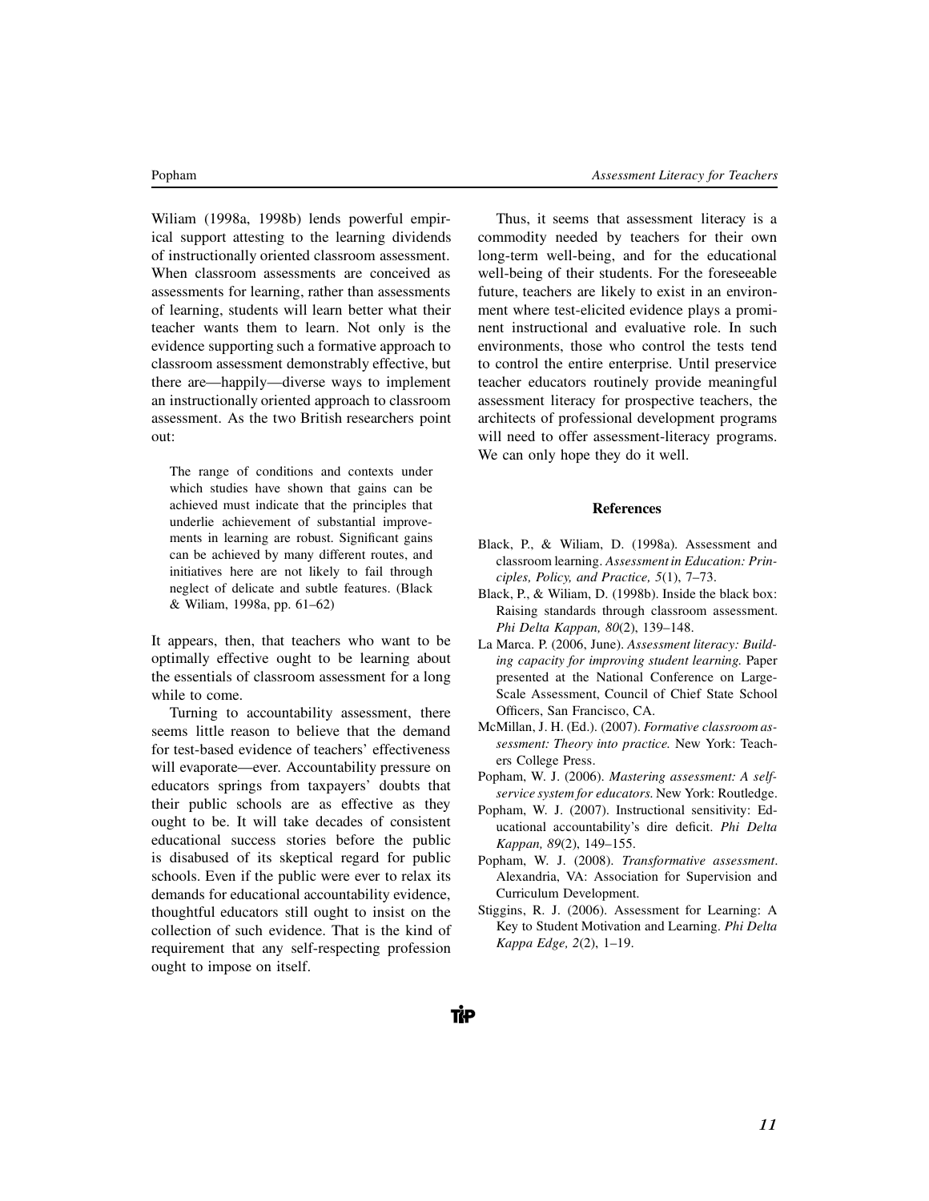Wiliam (1998a, 1998b) lends powerful empirical support attesting to the learning dividends of instructionally oriented classroom assessment. When classroom assessments are conceived as assessments for learning, rather than assessments of learning, students will learn better what their teacher wants them to learn. Not only is the evidence supporting such a formative approach to classroom assessment demonstrably effective, but there are—happily—diverse ways to implement an instructionally oriented approach to classroom assessment. As the two British researchers point out:

> The range of conditions and contexts under which studies have shown that gains can be achieved must indicate that the principles that underlie achievement of substantial improvements in learning are robust. Significant gains can be achieved by many different routes, and initiatives here are not likely to fail through neglect of delicate and subtle features. (Black & Wiliam, 1998a, pp. 61–62)

It appears, then, that teachers who want to be optimally effective ought to be learning about the essentials of classroom assessment for a long while to come.

Turning to accountability assessment, there seems little reason to believe that the demand for test-based evidence of teachers' effectiveness will evaporate—ever. Accountability pressure on educators springs from taxpayers' doubts that their public schools are as effective as they ought to be. It will take decades of consistent educational success stories before the public is disabused of its skeptical regard for public schools. Even if the public were ever to relax its demands for educational accountability evidence, thoughtful educators still ought to insist on the collection of such evidence. That is the kind of requirement that any self-respecting profession ought to impose on itself.

Thus, it seems that assessment literacy is a commodity needed by teachers for their own long-term well-being, and for the educational well-being of their students. For the foreseeable future, teachers are likely to exist in an environment where test-elicited evidence plays a prominent instructional and evaluative role. In such environments, those who control the tests tend to control the entire enterprise. Until preservice teacher educators routinely provide meaningful assessment literacy for prospective teachers, the architects of professional development programs will need to offer assessment-literacy programs. We can only hope they do it well.

## References

Black, P., & Wiliam, D. (1998a). Assessment and classroom learning. *Assessment in Education: Principles, Policy, and Practice, 5*(1), 7–73.

Black, P., & Wiliam, D. (1998b). Inside the black box: Raising standards through classroom assessment. *Phi Delta Kappan, 80*(2), 139–148.

La Marca. P. (2006, June). *Assessment literacy: Building capacity for improving student learning.* Paper presented at the National Conference on Large-Scale Assessment, Council of Chief State School Officers, San Francisco, CA.

McMillan, J. H. (Ed.). (2007). *Formative classroom assessment: Theory into practice.* New York: Teachers College Press.

Popham, W. J. (2006). *Mastering assessment: A self-service system for educators.* New York: Routledge.

Popham, W. J. (2007). Instructional sensitivity: Educational accountability's dire deficit. *Phi Delta Kappan, 89*(2), 149–155.

Popham, W. J. (2008). *Transformative assessment*. Alexandria, VA: Association for Supervision and Curriculum Development.

Stiggins, R. J. (2006). Assessment for Learning: A Key to Student Motivation and Learning. *Phi Delta Kappa Edge, 2*(2), 1–19.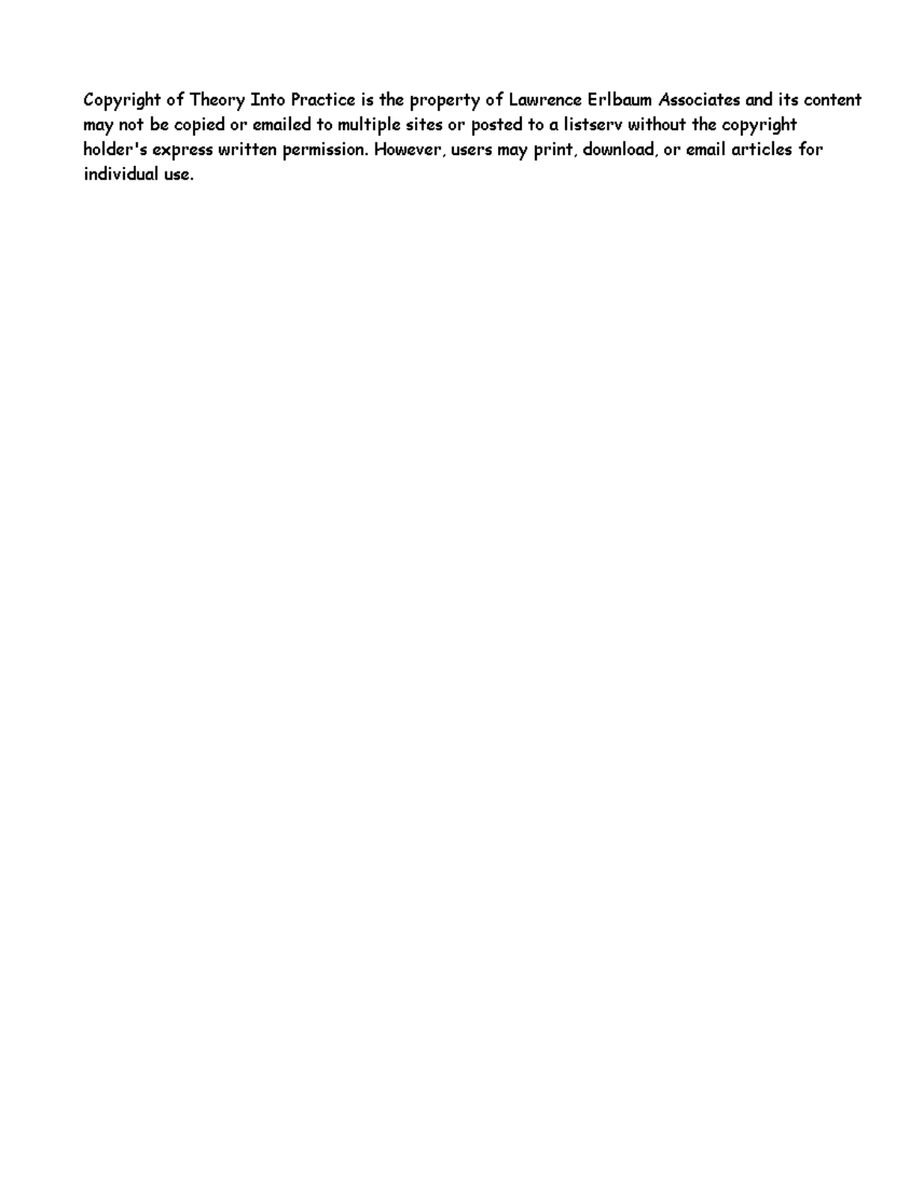Copyright of Theory Into Practice is the property of Lawrence Erlbaum Associates and its content may not be copied or emailed to multiple sites or posted to a listserv without the copyright holder's express written permission. However, users may print, download, or email articles for individual use.